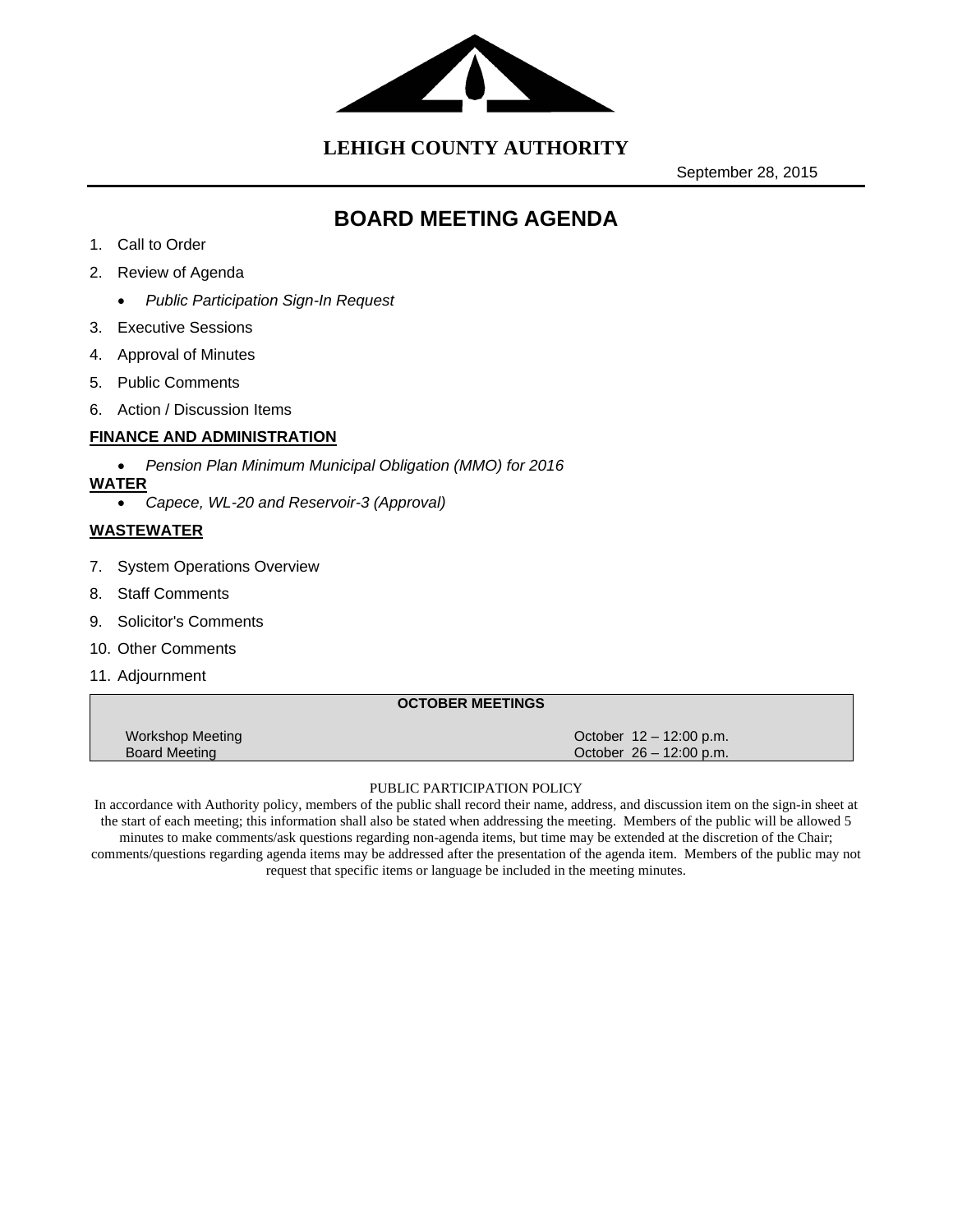# LEHIGH COUNTY AUTHORITY

September 28, 2015

## BOARD MEETING AGENDA

1. Call to Order
2. Review of Agenda
   - *Public Participation Sign-In Request*
3. Executive Sessions
4. Approval of Minutes
5. Public Comments
6. Action / Discussion Items

**FINANCE AND ADMINISTRATION**

- *Pension Plan Minimum Municipal Obligation (MMO) for 2016*

**WATER**

- *Capece, WL-20 and Reservoir-3 (Approval)*

**WASTEWATER**

7. System Operations Overview
8. Staff Comments
9. Solicitor's Comments
10. Other Comments
11. Adjournment

| OCTOBER MEETINGS | |
|---|---|
| Workshop Meeting | October 12 – 12:00 p.m. |
| Board Meeting | October 26 – 12:00 p.m. |

PUBLIC PARTICIPATION POLICY

In accordance with Authority policy, members of the public shall record their name, address, and discussion item on the sign-in sheet at the start of each meeting; this information shall also be stated when addressing the meeting. Members of the public will be allowed 5 minutes to make comments/ask questions regarding non-agenda items, but time may be extended at the discretion of the Chair; comments/questions regarding agenda items may be addressed after the presentation of the agenda item. Members of the public may not request that specific items or language be included in the meeting minutes.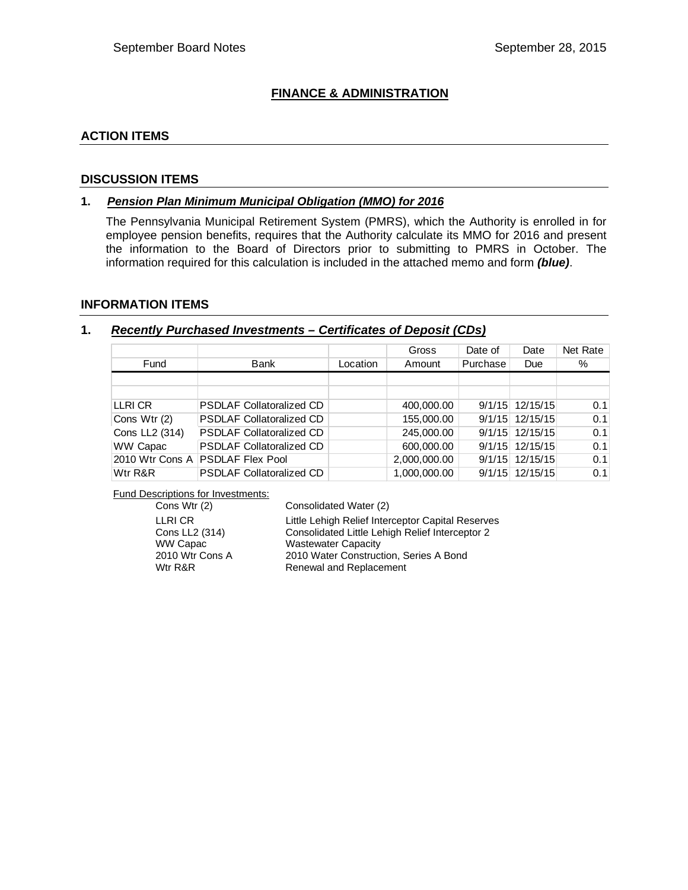## FINANCE & ADMINISTRATION

### ACTION ITEMS

### DISCUSSION ITEMS

**1. *Pension Plan Minimum Municipal Obligation (MMO) for 2016***

The Pennsylvania Municipal Retirement System (PMRS), which the Authority is enrolled in for employee pension benefits, requires that the Authority calculate its MMO for 2016 and present the information to the Board of Directors prior to submitting to PMRS in October. The information required for this calculation is included in the attached memo and form ***(blue)***.

### INFORMATION ITEMS

**1. *Recently Purchased Investments – Certificates of Deposit (CDs)***

| Fund | Bank | Location | Gross Amount | Date of Purchase | Date Due | Net Rate % |
|---|---|---|---|---|---|---|
| | | | | | | |
| | | | | | | |
| LLRI CR | PSDLAF Collatoralized CD | | 400,000.00 | 9/1/15 | 12/15/15 | 0.1 |
| Cons Wtr (2) | PSDLAF Collatoralized CD | | 155,000.00 | 9/1/15 | 12/15/15 | 0.1 |
| Cons LL2 (314) | PSDLAF Collatoralized CD | | 245,000.00 | 9/1/15 | 12/15/15 | 0.1 |
| WW Capac | PSDLAF Collatoralized CD | | 600,000.00 | 9/1/15 | 12/15/15 | 0.1 |
| 2010 Wtr Cons A | PSDLAF Flex Pool | | 2,000,000.00 | 9/1/15 | 12/15/15 | 0.1 |
| Wtr R&R | PSDLAF Collatoralized CD | | 1,000,000.00 | 9/1/15 | 12/15/15 | 0.1 |

Fund Descriptions for Investments:

| | |
|---|---|
| Cons Wtr (2) | Consolidated Water (2) |
| LLRI CR | Little Lehigh Relief Interceptor Capital Reserves |
| Cons LL2 (314) | Consolidated Little Lehigh Relief Interceptor 2 |
| WW Capac | Wastewater Capacity |
| 2010 Wtr Cons A | 2010 Water Construction, Series A Bond |
| Wtr R&R | Renewal and Replacement |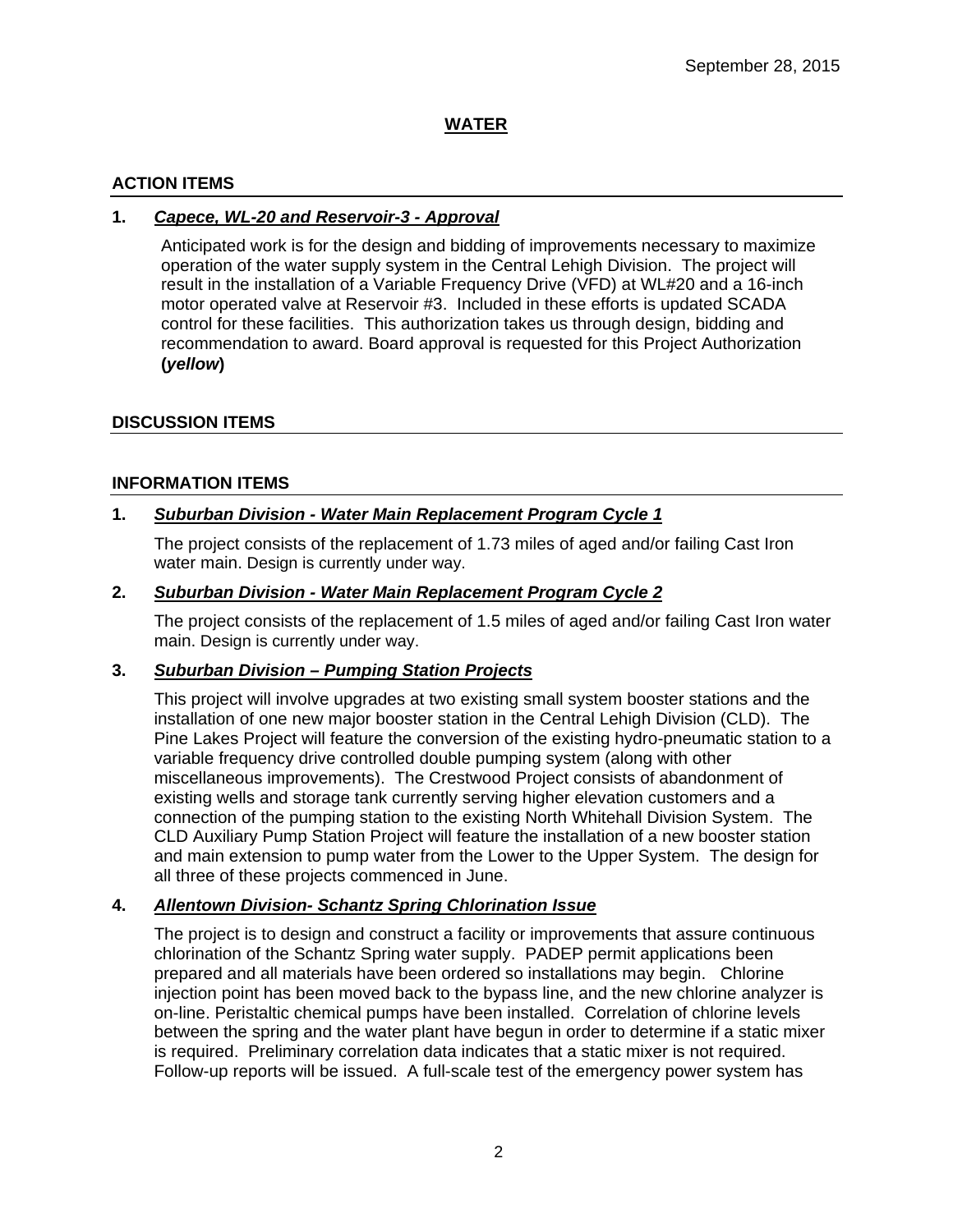September 28, 2015

# WATER

## ACTION ITEMS

### 1. ***Capece, WL-20 and Reservoir-3 - Approval***

Anticipated work is for the design and bidding of improvements necessary to maximize operation of the water supply system in the Central Lehigh Division. The project will result in the installation of a Variable Frequency Drive (VFD) at WL#20 and a 16-inch motor operated valve at Reservoir #3. Included in these efforts is updated SCADA control for these facilities. This authorization takes us through design, bidding and recommendation to award. Board approval is requested for this Project Authorization **(*yellow*)**

## DISCUSSION ITEMS

## INFORMATION ITEMS

### 1. ***Suburban Division - Water Main Replacement Program Cycle 1***

The project consists of the replacement of 1.73 miles of aged and/or failing Cast Iron water main. Design is currently under way.

### 2. ***Suburban Division - Water Main Replacement Program Cycle 2***

The project consists of the replacement of 1.5 miles of aged and/or failing Cast Iron water main. Design is currently under way.

### 3. ***Suburban Division – Pumping Station Projects***

This project will involve upgrades at two existing small system booster stations and the installation of one new major booster station in the Central Lehigh Division (CLD). The Pine Lakes Project will feature the conversion of the existing hydro-pneumatic station to a variable frequency drive controlled double pumping system (along with other miscellaneous improvements). The Crestwood Project consists of abandonment of existing wells and storage tank currently serving higher elevation customers and a connection of the pumping station to the existing North Whitehall Division System. The CLD Auxiliary Pump Station Project will feature the installation of a new booster station and main extension to pump water from the Lower to the Upper System. The design for all three of these projects commenced in June.

### 4. ***Allentown Division- Schantz Spring Chlorination Issue***

The project is to design and construct a facility or improvements that assure continuous chlorination of the Schantz Spring water supply. PADEP permit applications been prepared and all materials have been ordered so installations may begin. Chlorine injection point has been moved back to the bypass line, and the new chlorine analyzer is on-line. Peristaltic chemical pumps have been installed. Correlation of chlorine levels between the spring and the water plant have begun in order to determine if a static mixer is required. Preliminary correlation data indicates that a static mixer is not required. Follow-up reports will be issued. A full-scale test of the emergency power system has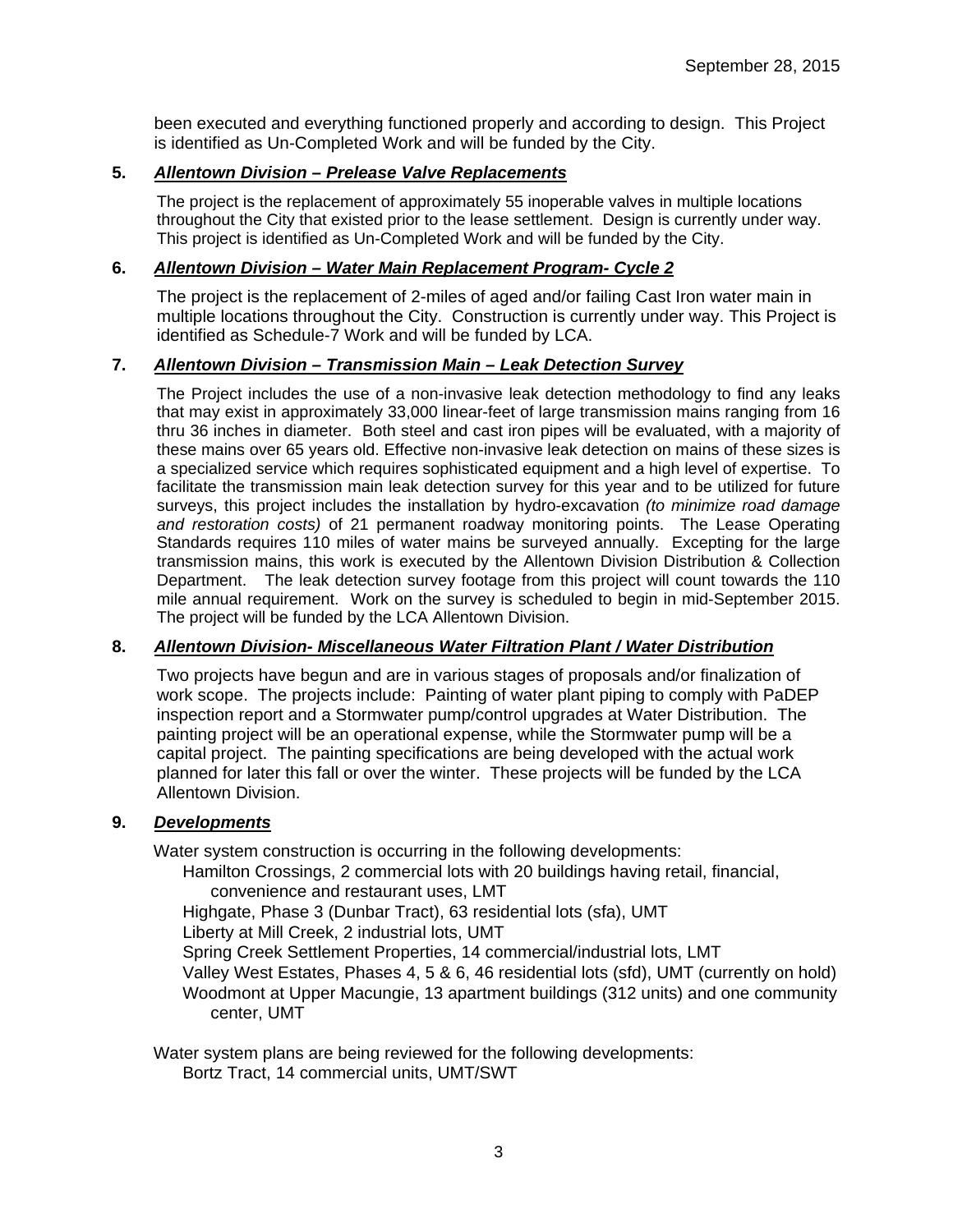been executed and everything functioned properly and according to design. This Project is identified as Un-Completed Work and will be funded by the City.

**5.** ***Allentown Division – Prelease Valve Replacements***

The project is the replacement of approximately 55 inoperable valves in multiple locations throughout the City that existed prior to the lease settlement. Design is currently under way. This project is identified as Un-Completed Work and will be funded by the City.

**6.** ***Allentown Division – Water Main Replacement Program- Cycle 2***

The project is the replacement of 2-miles of aged and/or failing Cast Iron water main in multiple locations throughout the City. Construction is currently under way. This Project is identified as Schedule-7 Work and will be funded by LCA.

**7.** ***Allentown Division – Transmission Main – Leak Detection Survey***

The Project includes the use of a non-invasive leak detection methodology to find any leaks that may exist in approximately 33,000 linear-feet of large transmission mains ranging from 16 thru 36 inches in diameter. Both steel and cast iron pipes will be evaluated, with a majority of these mains over 65 years old. Effective non-invasive leak detection on mains of these sizes is a specialized service which requires sophisticated equipment and a high level of expertise. To facilitate the transmission main leak detection survey for this year and to be utilized for future surveys, this project includes the installation by hydro-excavation *(to minimize road damage and restoration costs)* of 21 permanent roadway monitoring points. The Lease Operating Standards requires 110 miles of water mains be surveyed annually. Excepting for the large transmission mains, this work is executed by the Allentown Division Distribution & Collection Department. The leak detection survey footage from this project will count towards the 110 mile annual requirement. Work on the survey is scheduled to begin in mid-September 2015. The project will be funded by the LCA Allentown Division.

**8.** ***Allentown Division- Miscellaneous Water Filtration Plant / Water Distribution***

Two projects have begun and are in various stages of proposals and/or finalization of work scope. The projects include: Painting of water plant piping to comply with PaDEP inspection report and a Stormwater pump/control upgrades at Water Distribution. The painting project will be an operational expense, while the Stormwater pump will be a capital project. The painting specifications are being developed with the actual work planned for later this fall or over the winter. These projects will be funded by the LCA Allentown Division.

**9.** ***Developments***

Water system construction is occurring in the following developments:

- Hamilton Crossings, 2 commercial lots with 20 buildings having retail, financial, convenience and restaurant uses, LMT
- Highgate, Phase 3 (Dunbar Tract), 63 residential lots (sfa), UMT
- Liberty at Mill Creek, 2 industrial lots, UMT
- Spring Creek Settlement Properties, 14 commercial/industrial lots, LMT
- Valley West Estates, Phases 4, 5 & 6, 46 residential lots (sfd), UMT (currently on hold)
- Woodmont at Upper Macungie, 13 apartment buildings (312 units) and one community center, UMT

Water system plans are being reviewed for the following developments:

- Bortz Tract, 14 commercial units, UMT/SWT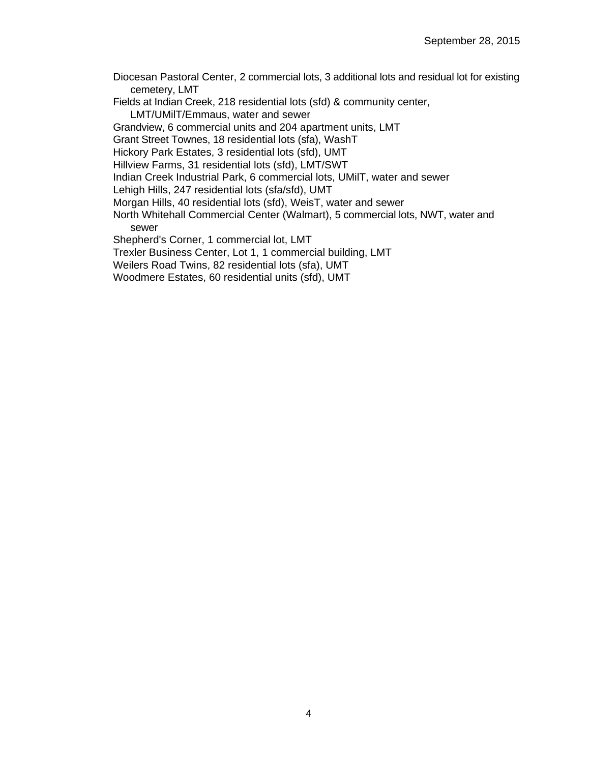Diocesan Pastoral Center, 2 commercial lots, 3 additional lots and residual lot for existing cemetery, LMT

Fields at Indian Creek, 218 residential lots (sfd) & community center, LMT/UMilT/Emmaus, water and sewer

Grandview, 6 commercial units and 204 apartment units, LMT

Grant Street Townes, 18 residential lots (sfa), WashT

Hickory Park Estates, 3 residential lots (sfd), UMT

Hillview Farms, 31 residential lots (sfd), LMT/SWT

Indian Creek Industrial Park, 6 commercial lots, UMilT, water and sewer

Lehigh Hills, 247 residential lots (sfa/sfd), UMT

Morgan Hills, 40 residential lots (sfd), WeisT, water and sewer

North Whitehall Commercial Center (Walmart), 5 commercial lots, NWT, water and sewer

Shepherd's Corner, 1 commercial lot, LMT

Trexler Business Center, Lot 1, 1 commercial building, LMT

Weilers Road Twins, 82 residential lots (sfa), UMT

Woodmere Estates, 60 residential units (sfd), UMT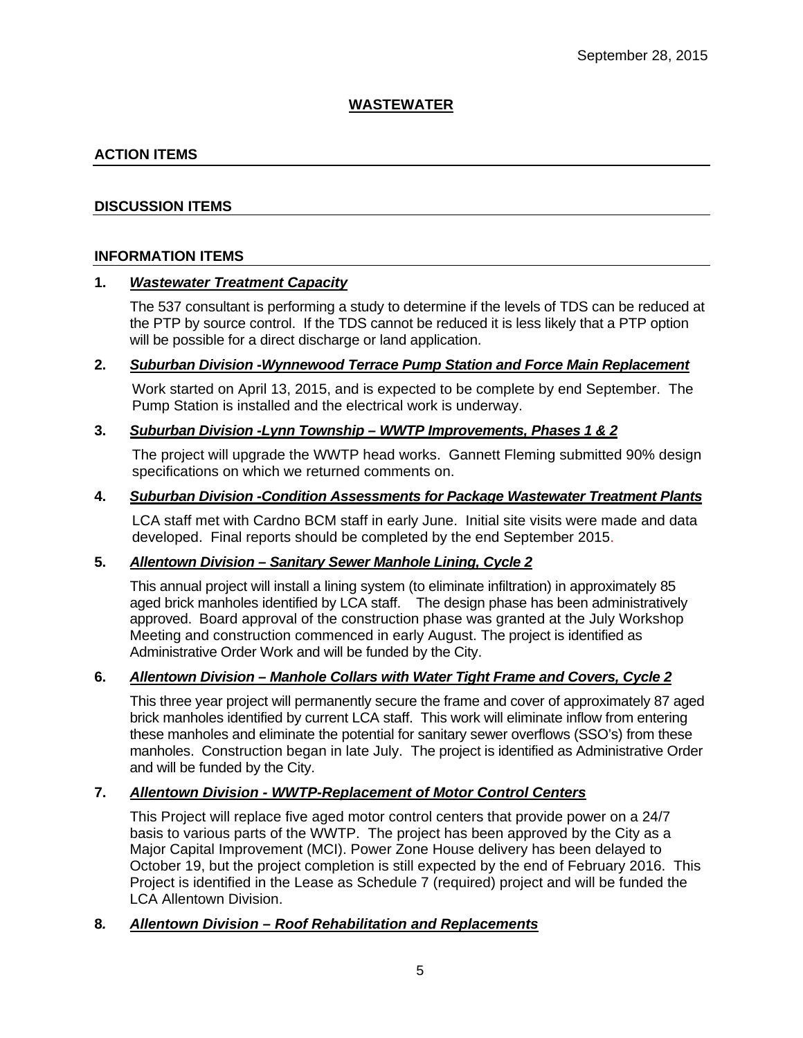September 28, 2015

# WASTEWATER

## ACTION ITEMS

## DISCUSSION ITEMS

## INFORMATION ITEMS

**1.** ***Wastewater Treatment Capacity***

The 537 consultant is performing a study to determine if the levels of TDS can be reduced at the PTP by source control. If the TDS cannot be reduced it is less likely that a PTP option will be possible for a direct discharge or land application.

**2.** ***Suburban Division -Wynnewood Terrace Pump Station and Force Main Replacement***

Work started on April 13, 2015, and is expected to be complete by end September. The Pump Station is installed and the electrical work is underway.

**3.** ***Suburban Division -Lynn Township – WWTP Improvements, Phases 1 & 2***

The project will upgrade the WWTP head works. Gannett Fleming submitted 90% design specifications on which we returned comments on.

**4.** ***Suburban Division -Condition Assessments for Package Wastewater Treatment Plants***

LCA staff met with Cardno BCM staff in early June. Initial site visits were made and data developed. Final reports should be completed by the end September 2015.

**5.** ***Allentown Division – Sanitary Sewer Manhole Lining, Cycle 2***

This annual project will install a lining system (to eliminate infiltration) in approximately 85 aged brick manholes identified by LCA staff. The design phase has been administratively approved. Board approval of the construction phase was granted at the July Workshop Meeting and construction commenced in early August. The project is identified as Administrative Order Work and will be funded by the City.

**6.** ***Allentown Division – Manhole Collars with Water Tight Frame and Covers, Cycle 2***

This three year project will permanently secure the frame and cover of approximately 87 aged brick manholes identified by current LCA staff. This work will eliminate inflow from entering these manholes and eliminate the potential for sanitary sewer overflows (SSO's) from these manholes. Construction began in late July. The project is identified as Administrative Order and will be funded by the City.

**7.** ***Allentown Division - WWTP-Replacement of Motor Control Centers***

This Project will replace five aged motor control centers that provide power on a 24/7 basis to various parts of the WWTP. The project has been approved by the City as a Major Capital Improvement (MCI). Power Zone House delivery has been delayed to October 19, but the project completion is still expected by the end of February 2016. This Project is identified in the Lease as Schedule 7 (required) project and will be funded the LCA Allentown Division.

**8.** ***Allentown Division – Roof Rehabilitation and Replacements***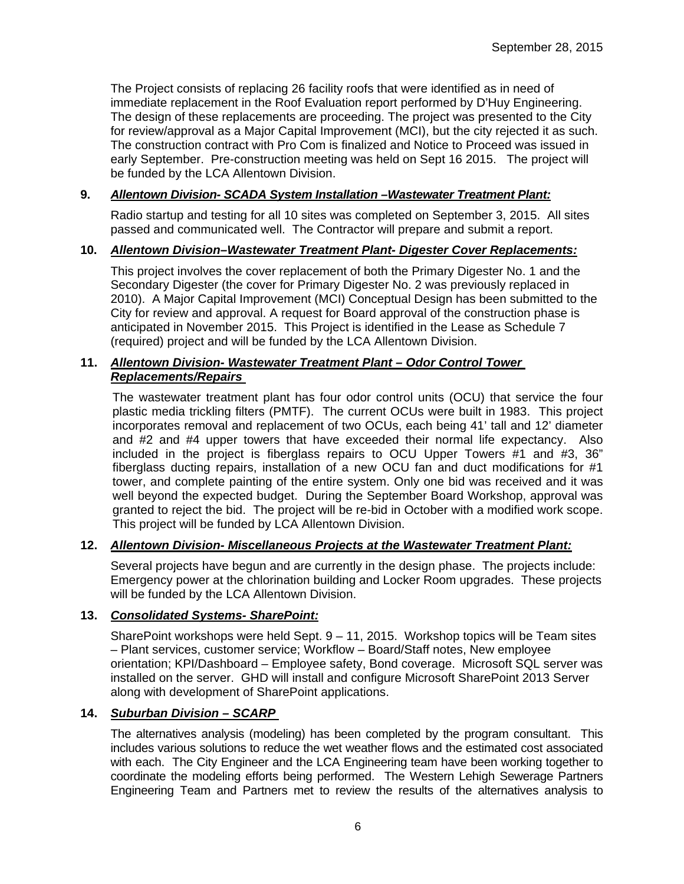The Project consists of replacing 26 facility roofs that were identified as in need of immediate replacement in the Roof Evaluation report performed by D'Huy Engineering. The design of these replacements are proceeding. The project was presented to the City for review/approval as a Major Capital Improvement (MCI), but the city rejected it as such. The construction contract with Pro Com is finalized and Notice to Proceed was issued in early September. Pre-construction meeting was held on Sept 16 2015. The project will be funded by the LCA Allentown Division.

**9.** ***Allentown Division- SCADA System Installation –Wastewater Treatment Plant:***

Radio startup and testing for all 10 sites was completed on September 3, 2015. All sites passed and communicated well. The Contractor will prepare and submit a report.

**10.** ***Allentown Division–Wastewater Treatment Plant- Digester Cover Replacements:***

This project involves the cover replacement of both the Primary Digester No. 1 and the Secondary Digester (the cover for Primary Digester No. 2 was previously replaced in 2010). A Major Capital Improvement (MCI) Conceptual Design has been submitted to the City for review and approval. A request for Board approval of the construction phase is anticipated in November 2015. This Project is identified in the Lease as Schedule 7 (required) project and will be funded by the LCA Allentown Division.

**11.** ***Allentown Division- Wastewater Treatment Plant – Odor Control Tower Replacements/Repairs***

The wastewater treatment plant has four odor control units (OCU) that service the four plastic media trickling filters (PMTF). The current OCUs were built in 1983. This project incorporates removal and replacement of two OCUs, each being 41' tall and 12' diameter and #2 and #4 upper towers that have exceeded their normal life expectancy. Also included in the project is fiberglass repairs to OCU Upper Towers #1 and #3, 36" fiberglass ducting repairs, installation of a new OCU fan and duct modifications for #1 tower, and complete painting of the entire system. Only one bid was received and it was well beyond the expected budget. During the September Board Workshop, approval was granted to reject the bid. The project will be re-bid in October with a modified work scope. This project will be funded by LCA Allentown Division.

**12.** ***Allentown Division- Miscellaneous Projects at the Wastewater Treatment Plant:***

Several projects have begun and are currently in the design phase. The projects include: Emergency power at the chlorination building and Locker Room upgrades. These projects will be funded by the LCA Allentown Division.

**13.** ***Consolidated Systems- SharePoint:***

SharePoint workshops were held Sept. 9 – 11, 2015. Workshop topics will be Team sites – Plant services, customer service; Workflow – Board/Staff notes, New employee orientation; KPI/Dashboard – Employee safety, Bond coverage. Microsoft SQL server was installed on the server. GHD will install and configure Microsoft SharePoint 2013 Server along with development of SharePoint applications.

**14.** ***Suburban Division – SCARP***

The alternatives analysis (modeling) has been completed by the program consultant. This includes various solutions to reduce the wet weather flows and the estimated cost associated with each. The City Engineer and the LCA Engineering team have been working together to coordinate the modeling efforts being performed. The Western Lehigh Sewerage Partners Engineering Team and Partners met to review the results of the alternatives analysis to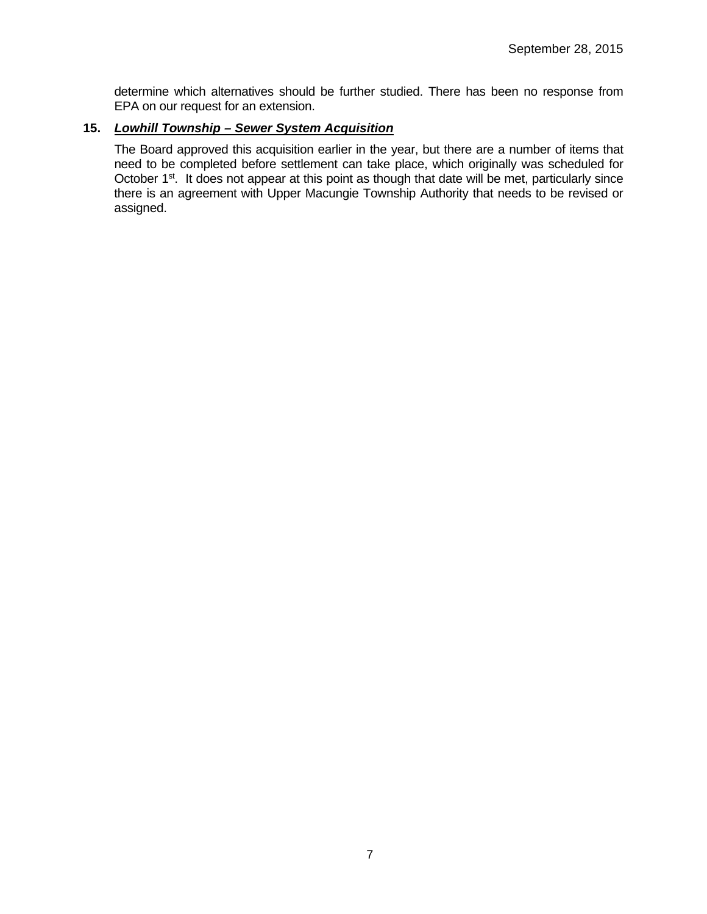determine which alternatives should be further studied. There has been no response from EPA on our request for an extension.

**15.** ***Lowhill Township – Sewer System Acquisition***

The Board approved this acquisition earlier in the year, but there are a number of items that need to be completed before settlement can take place, which originally was scheduled for October 1st. It does not appear at this point as though that date will be met, particularly since there is an agreement with Upper Macungie Township Authority that needs to be revised or assigned.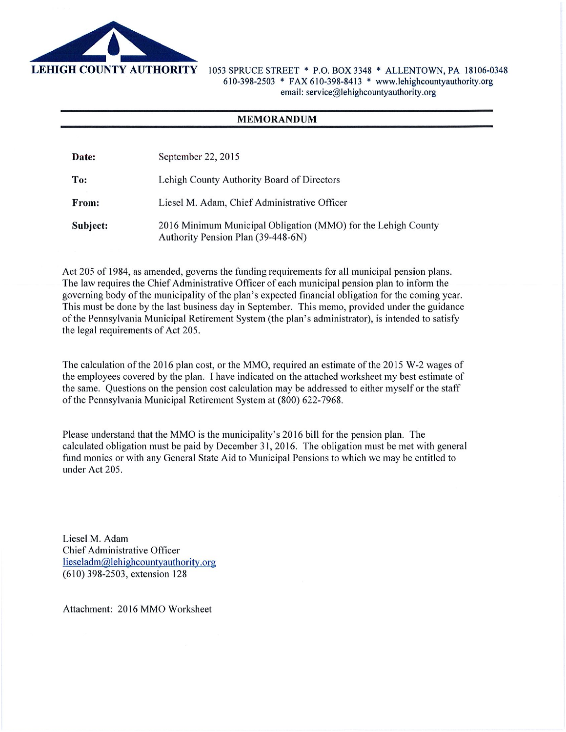**LEHIGH COUNTY AUTHORITY** 1053 SPRUCE STREET * P.O. BOX 3348 * ALLENTOWN, PA 18106-0348
610-398-2503 * FAX 610-398-8413 * www.lehighcountyauthority.org
email: service@lehighcountyauthority.org

## MEMORANDUM

| | |
|---|---|
| **Date:** | September 22, 2015 |
| **To:** | Lehigh County Authority Board of Directors |
| **From:** | Liesel M. Adam, Chief Administrative Officer |
| **Subject:** | 2016 Minimum Municipal Obligation (MMO) for the Lehigh County Authority Pension Plan (39-448-6N) |

Act 205 of 1984, as amended, governs the funding requirements for all municipal pension plans. The law requires the Chief Administrative Officer of each municipal pension plan to inform the governing body of the municipality of the plan's expected financial obligation for the coming year. This must be done by the last business day in September. This memo, provided under the guidance of the Pennsylvania Municipal Retirement System (the plan's administrator), is intended to satisfy the legal requirements of Act 205.

The calculation of the 2016 plan cost, or the MMO, required an estimate of the 2015 W-2 wages of the employees covered by the plan. I have indicated on the attached worksheet my best estimate of the same. Questions on the pension cost calculation may be addressed to either myself or the staff of the Pennsylvania Municipal Retirement System at (800) 622-7968.

Please understand that the MMO is the municipality's 2016 bill for the pension plan. The calculated obligation must be paid by December 31, 2016. The obligation must be met with general fund monies or with any General State Aid to Municipal Pensions to which we may be entitled to under Act 205.

Liesel M. Adam
Chief Administrative Officer
lieseladm@lehighcountyauthority.org
(610) 398-2503, extension 128

Attachment: 2016 MMO Worksheet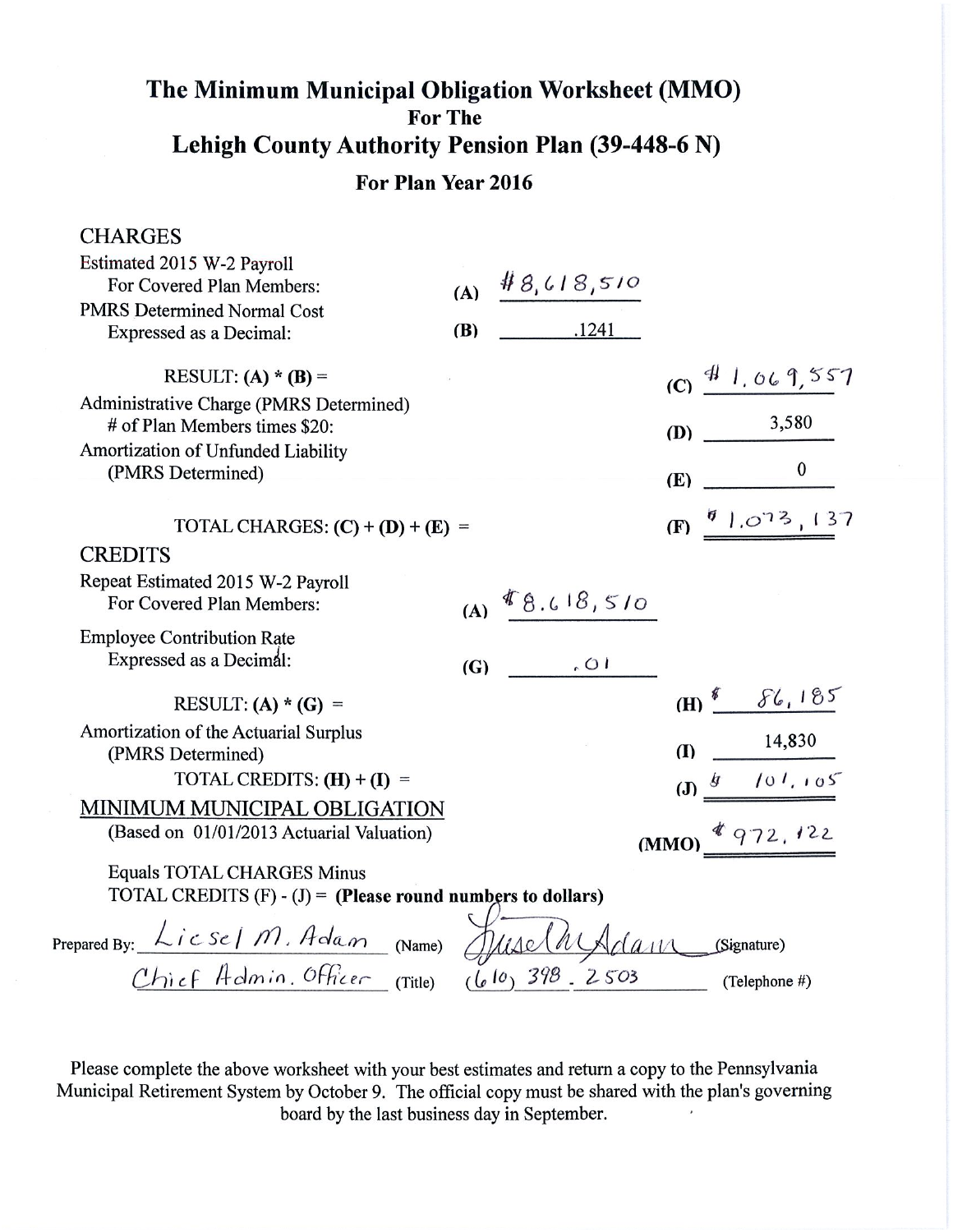# The Minimum Municipal Obligation Worksheet (MMO)

**For The**

## Lehigh County Authority Pension Plan (39-448-6 N)

**For Plan Year 2016**

### CHARGES

| | | | | |
|---|---|---|---|---|
| Estimated 2015 W-2 Payroll For Covered Plan Members: | (A) | #8,618,510 | | |
| PMRS Determined Normal Cost Expressed as a Decimal: | (B) | .1241 | | |
| RESULT: (A) * (B) = | | | (C) | #1,069,557 |
| Administrative Charge (PMRS Determined) # of Plan Members times $20: | | | (D) | 3,580 |
| Amortization of Unfunded Liability (PMRS Determined) | | | (E) | 0 |
| TOTAL CHARGES: (C) + (D) + (E) = | | | (F) | $1,073,137 |

### CREDITS

| | | | | |
|---|---|---|---|---|
| Repeat Estimated 2015 W-2 Payroll For Covered Plan Members: | (A) | $8.618,510 | | |
| Employee Contribution Rate Expressed as a Decimal: | (G) | .01 | | |
| RESULT: (A) * (G) = | | | (H) | $86,185 |
| Amortization of the Actuarial Surplus (PMRS Determined) | | | (I) | 14,830 |
| TOTAL CREDITS: (H) + (I) = | | | (J) | $101,105 |

### MINIMUM MUNICIPAL OBLIGATION

(Based on 01/01/2013 Actuarial Valuation) **(MMO)** $972,122

Equals TOTAL CHARGES Minus
TOTAL CREDITS (F) - (J) = **(Please round numbers to dollars)**

Prepared By: Liesel M. Adam (Name) *[Signature]* (Signature)

Chief Admin. Officer (Title) (610) 398-2503 (Telephone #)

Please complete the above worksheet with your best estimates and return a copy to the Pennsylvania Municipal Retirement System by October 9. The official copy must be shared with the plan's governing board by the last business day in September.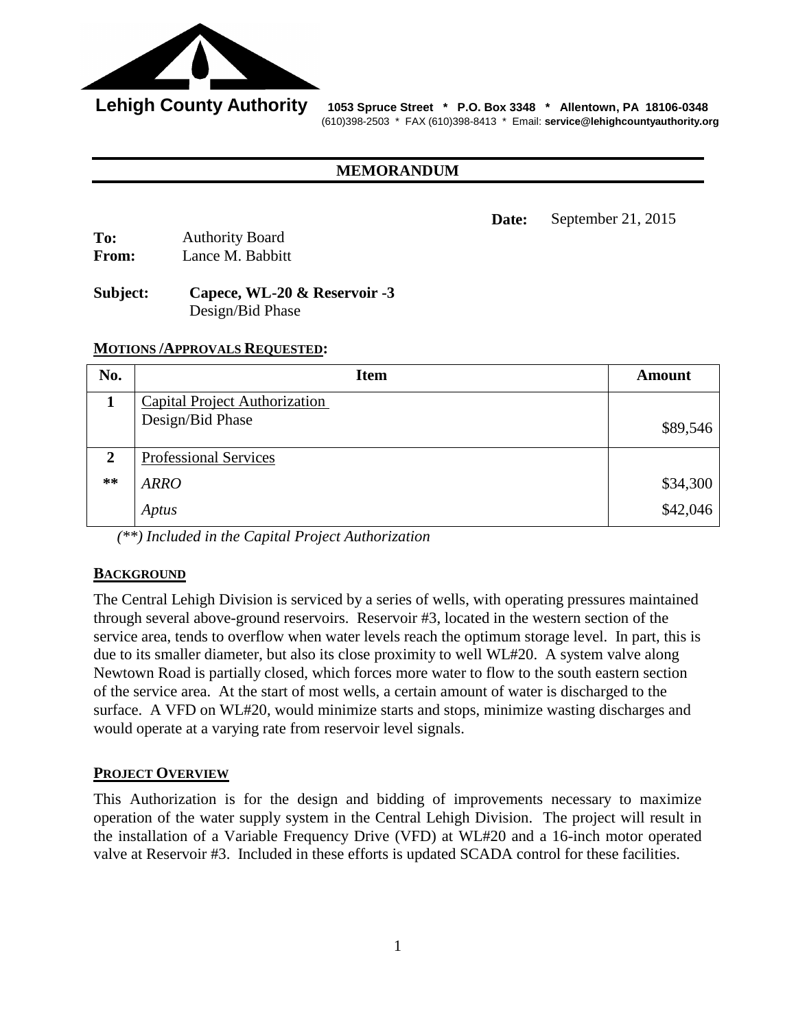**Lehigh County Authority** 1053 Spruce Street * P.O. Box 3348 * Allentown, PA 18106-0348
(610)398-2503 * FAX (610)398-8413 * Email: **service@lehighcountyauthority.org**

## MEMORANDUM

**Date:** September 21, 2015

**To:** Authority Board
**From:** Lance M. Babbitt

**Subject:** **Capece, WL-20 & Reservoir -3**
Design/Bid Phase

**MOTIONS /APPROVALS REQUESTED:**

| No. | Item | Amount |
|---|---|---|
| **1** | Capital Project Authorization<br>Design/Bid Phase | $89,546 |
| **2** | Professional Services | |
| ** | *ARRO* | $34,300 |
| | *Aptus* | $42,046 |

*(**) Included in the Capital Project Authorization*

**BACKGROUND**

The Central Lehigh Division is serviced by a series of wells, with operating pressures maintained through several above-ground reservoirs. Reservoir #3, located in the western section of the service area, tends to overflow when water levels reach the optimum storage level. In part, this is due to its smaller diameter, but also its close proximity to well WL#20. A system valve along Newtown Road is partially closed, which forces more water to flow to the south eastern section of the service area. At the start of most wells, a certain amount of water is discharged to the surface. A VFD on WL#20, would minimize starts and stops, minimize wasting discharges and would operate at a varying rate from reservoir level signals.

**PROJECT OVERVIEW**

This Authorization is for the design and bidding of improvements necessary to maximize operation of the water supply system in the Central Lehigh Division. The project will result in the installation of a Variable Frequency Drive (VFD) at WL#20 and a 16-inch motor operated valve at Reservoir #3. Included in these efforts is updated SCADA control for these facilities.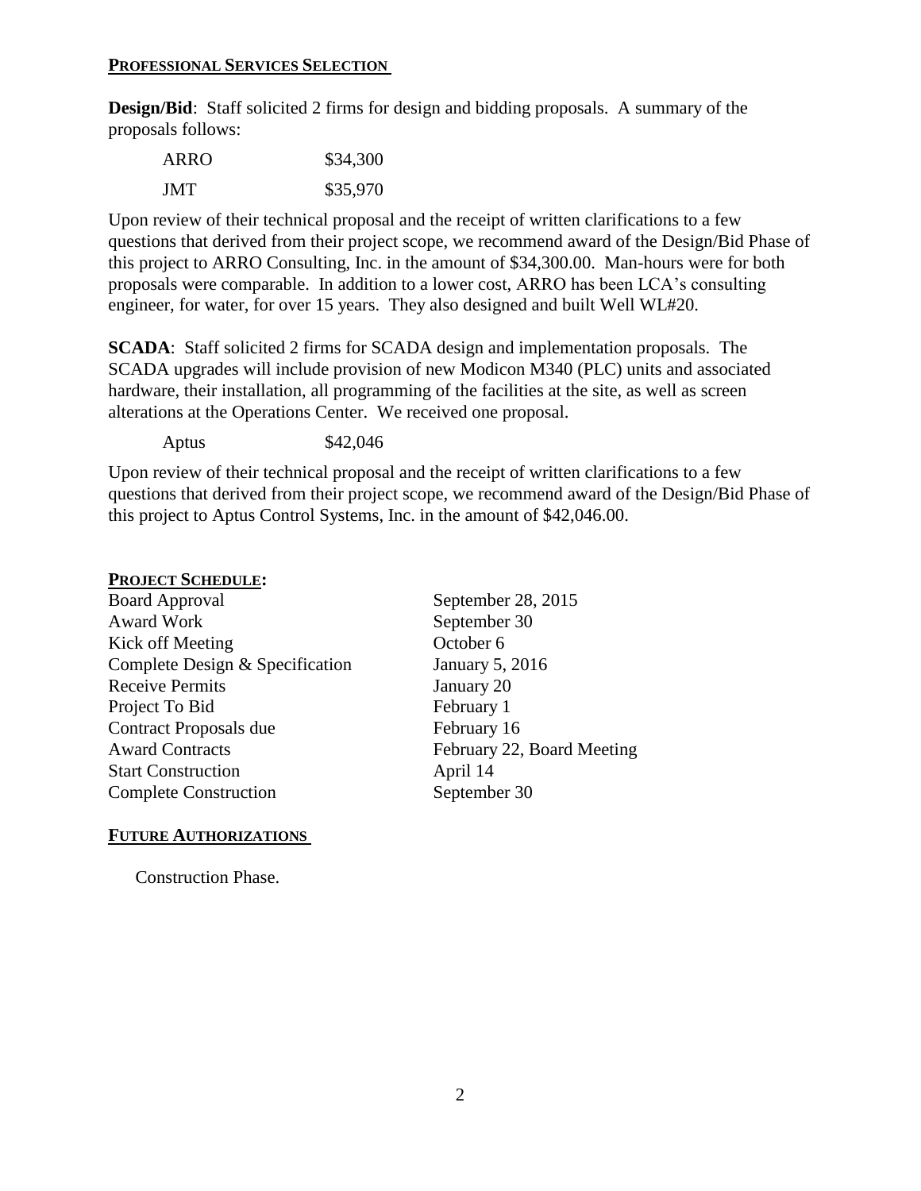## PROFESSIONAL SERVICES SELECTION

**Design/Bid**: Staff solicited 2 firms for design and bidding proposals. A summary of the proposals follows:

| | |
|---|---|
| ARRO | $34,300 |
| JMT | $35,970 |

Upon review of their technical proposal and the receipt of written clarifications to a few questions that derived from their project scope, we recommend award of the Design/Bid Phase of this project to ARRO Consulting, Inc. in the amount of $34,300.00. Man-hours were for both proposals were comparable. In addition to a lower cost, ARRO has been LCA's consulting engineer, for water, for over 15 years. They also designed and built Well WL#20.

**SCADA**: Staff solicited 2 firms for SCADA design and implementation proposals. The SCADA upgrades will include provision of new Modicon M340 (PLC) units and associated hardware, their installation, all programming of the facilities at the site, as well as screen alterations at the Operations Center. We received one proposal.

| | |
|---|---|
| Aptus | $42,046 |

Upon review of their technical proposal and the receipt of written clarifications to a few questions that derived from their project scope, we recommend award of the Design/Bid Phase of this project to Aptus Control Systems, Inc. in the amount of $42,046.00.

## PROJECT SCHEDULE:

| | |
|---|---|
| Board Approval | September 28, 2015 |
| Award Work | September 30 |
| Kick off Meeting | October 6 |
| Complete Design & Specification | January 5, 2016 |
| Receive Permits | January 20 |
| Project To Bid | February 1 |
| Contract Proposals due | February 16 |
| Award Contracts | February 22, Board Meeting |
| Start Construction | April 14 |
| Complete Construction | September 30 |

## FUTURE AUTHORIZATIONS

Construction Phase.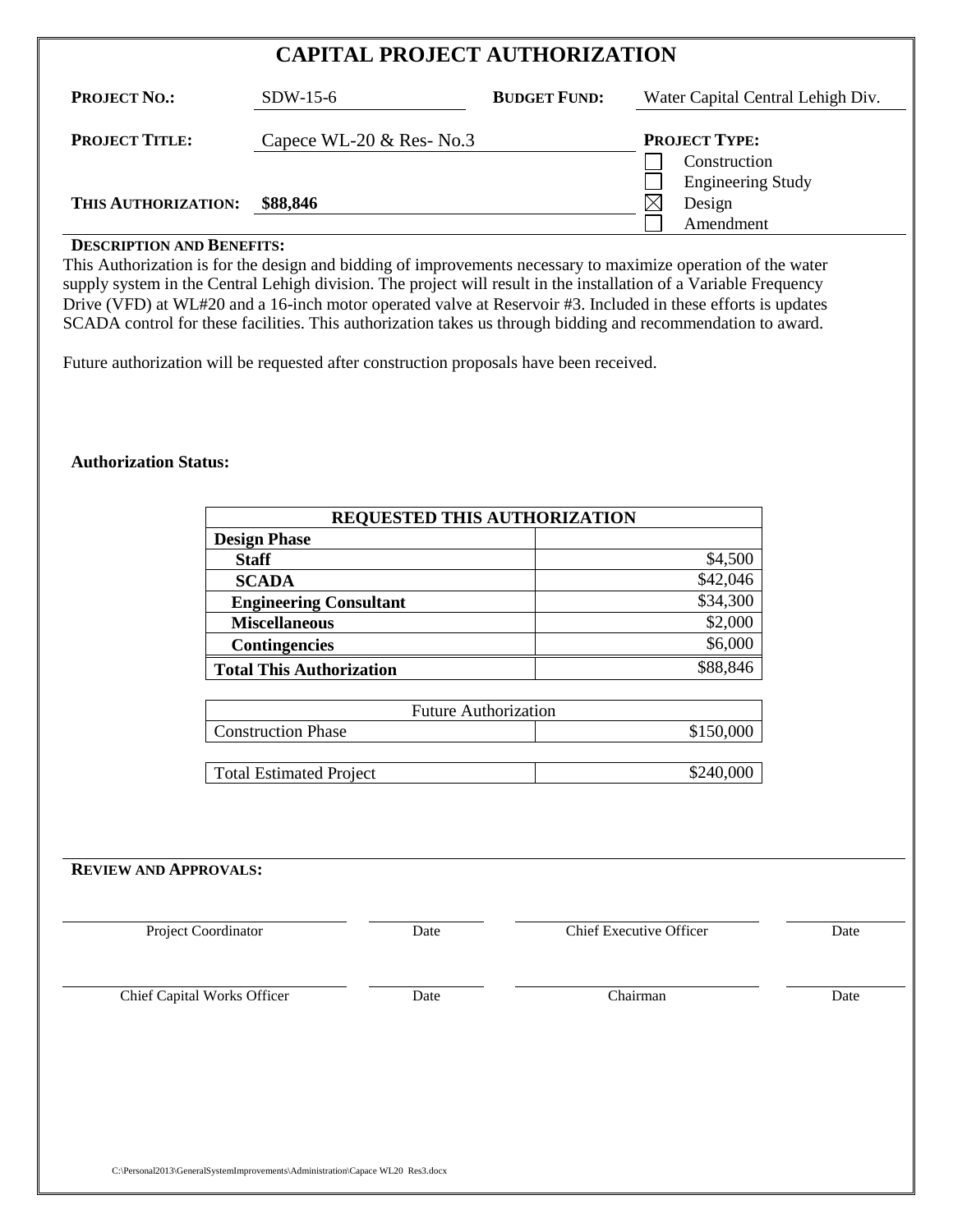# CAPITAL PROJECT AUTHORIZATION

**PROJECT NO.:** SDW-15-6  **BUDGET FUND:** Water Capital Central Lehigh Div.

**PROJECT TITLE:** Capece WL-20 & Res- No.3

**PROJECT TYPE:**

- ☐ Construction
- ☐ Engineering Study
- ☒ Design
- ☐ Amendment

**THIS AUTHORIZATION:** **$88,846**

**DESCRIPTION AND BENEFITS:**

This Authorization is for the design and bidding of improvements necessary to maximize operation of the water supply system in the Central Lehigh division. The project will result in the installation of a Variable Frequency Drive (VFD) at WL#20 and a 16-inch motor operated valve at Reservoir #3. Included in these efforts is updates SCADA control for these facilities. This authorization takes us through bidding and recommendation to award.

Future authorization will be requested after construction proposals have been received.

**Authorization Status:**

| REQUESTED THIS AUTHORIZATION | |
|---|---|
| **Design Phase** | |
| **Staff** | $4,500 |
| **SCADA** | $42,046 |
| **Engineering Consultant** | $34,300 |
| **Miscellaneous** | $2,000 |
| **Contingencies** | $6,000 |
| **Total This Authorization** | $88,846 |

| Future Authorization | |
|---|---|
| Construction Phase | $150,000 |

| | |
|---|---|
| Total Estimated Project | $240,000 |

**REVIEW AND APPROVALS:**

| | | | |
|---|---|---|---|
| Project Coordinator | Date | Chief Executive Officer | Date |
| Chief Capital Works Officer | Date | Chairman | Date |

C:\Personal2013\GeneralSystemImprovements\Administration\Capace WL20 Res3.docx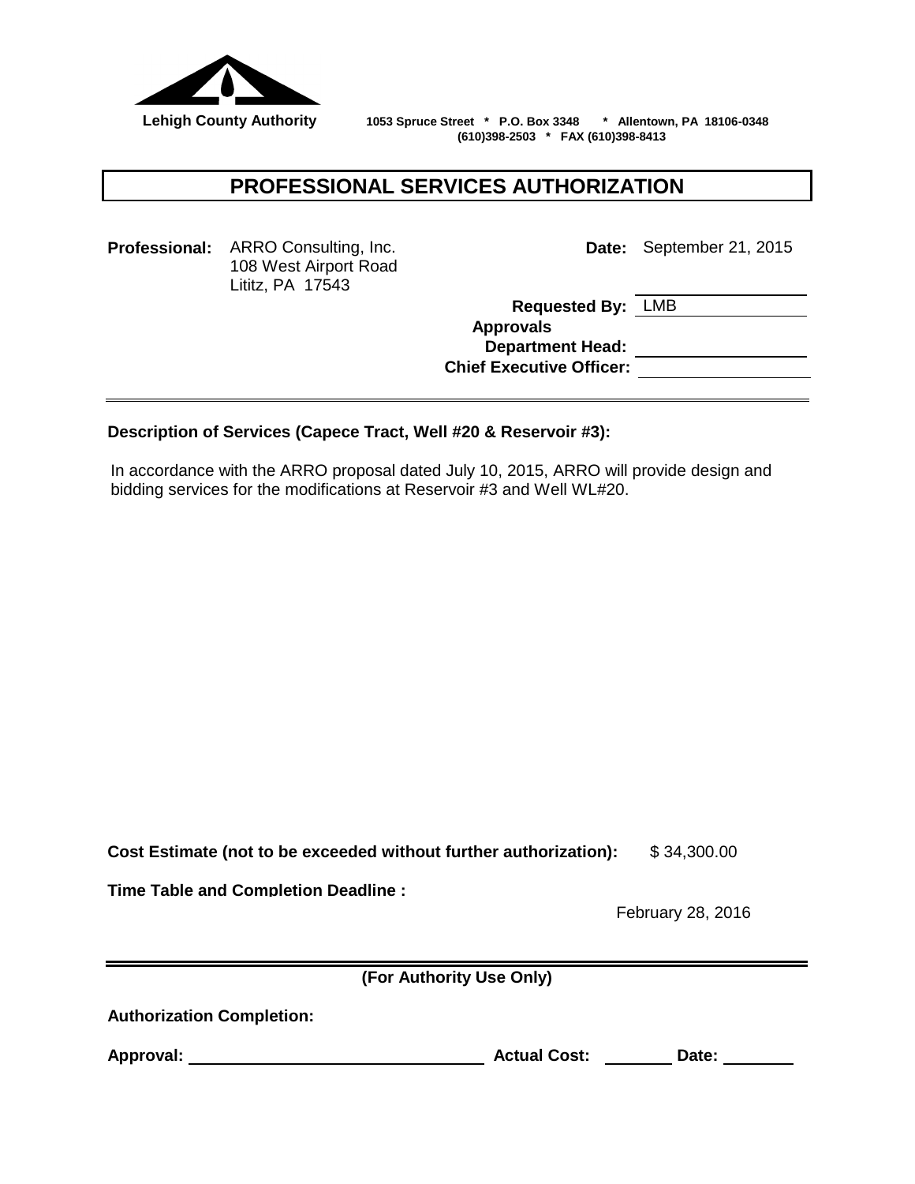**Lehigh County Authority** 1053 Spruce Street * P.O. Box 3348 * Allentown, PA 18106-0348
(610)398-2503 * FAX (610)398-8413

# PROFESSIONAL SERVICES AUTHORIZATION

**Professional:** ARRO Consulting, Inc.
108 West Airport Road
Lititz, PA 17543

**Date:** September 21, 2015

**Requested By:** LMB

**Approvals**

**Department Head:** ____________________

**Chief Executive Officer:** ____________________

---

**Description of Services (Capece Tract, Well #20 & Reservoir #3):**

In accordance with the ARRO proposal dated July 10, 2015, ARRO will provide design and bidding services for the modifications at Reservoir #3 and Well WL#20.

**Cost Estimate (not to be exceeded without further authorization):** $ 34,300.00

**Time Table and Completion Deadline :**

February 28, 2016

---

**(For Authority Use Only)**

**Authorization Completion:**

**Approval:** ____________________ **Actual Cost:** ________ **Date:** ________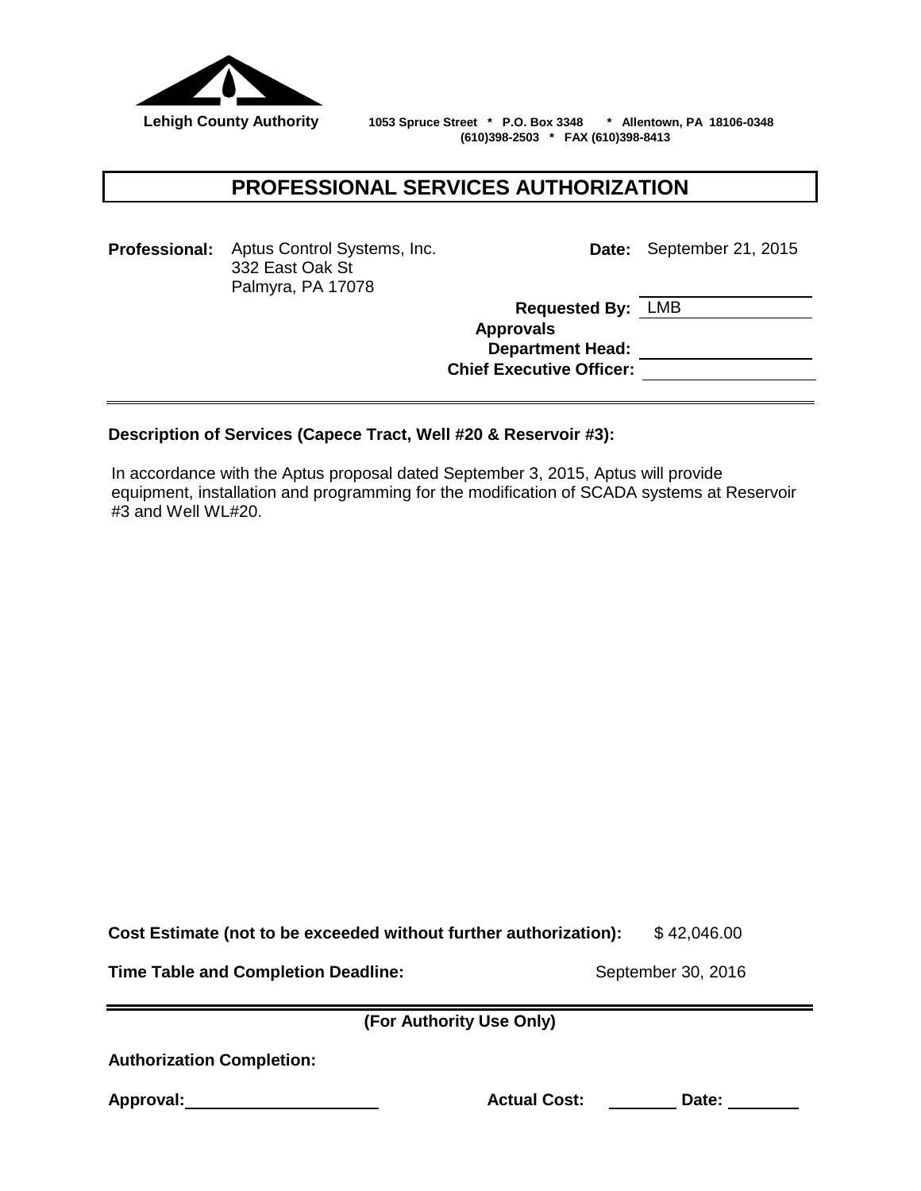**Lehigh County Authority** **1053 Spruce Street * P.O. Box 3348 * Allentown, PA 18106-0348**
**(610)398-2503 * FAX (610)398-8413**

# PROFESSIONAL SERVICES AUTHORIZATION

**Professional:** Aptus Control Systems, Inc.
332 East Oak St
Palmyra, PA 17078

**Date:** September 21, 2015

**Requested By:** LMB

**Approvals**

**Department Head:** \_\_\_\_\_\_\_\_\_\_\_\_\_\_\_\_\_\_

**Chief Executive Officer:** \_\_\_\_\_\_\_\_\_\_\_\_\_\_\_\_\_\_

**Description of Services (Capece Tract, Well #20 & Reservoir #3):**

In accordance with the Aptus proposal dated September 3, 2015, Aptus will provide equipment, installation and programming for the modification of SCADA systems at Reservoir #3 and Well WL#20.

**Cost Estimate (not to be exceeded without further authorization):** $ 42,046.00

**Time Table and Completion Deadline:** September 30, 2016

**(For Authority Use Only)**

**Authorization Completion:**

**Approval:** \_\_\_\_\_\_\_\_\_\_\_\_\_\_\_\_\_\_\_\_ **Actual Cost:** \_\_\_\_\_\_\_\_ **Date:** \_\_\_\_\_\_\_\_